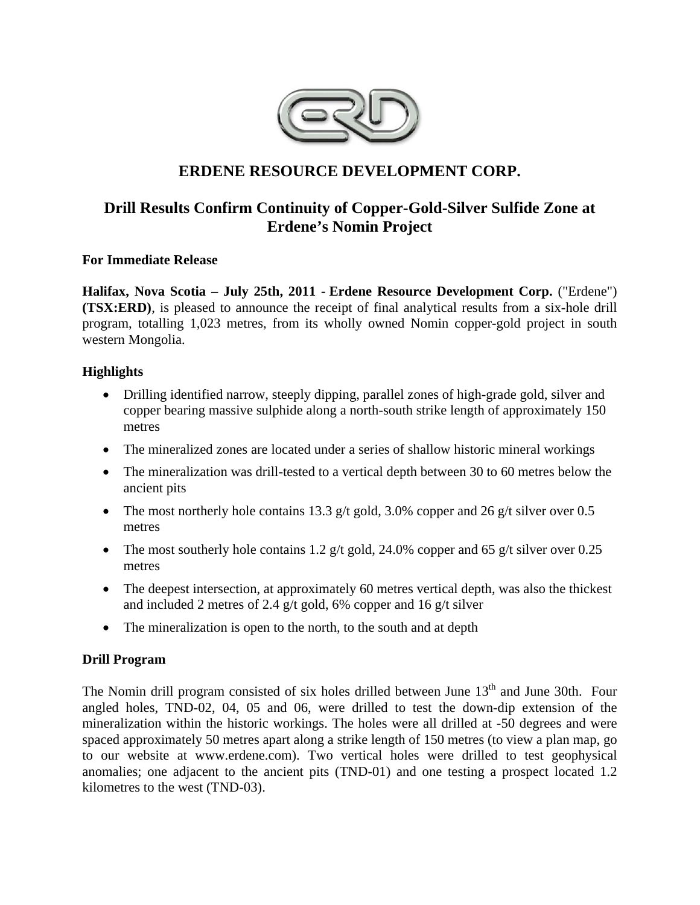# ERDENE RESOURCE DEVELOPMENT CORP.

## Drill Results Confirm Continuity of Copper-Gold-Silver Sulfide Zone at Erdene's Nomin Project

**For Immediate Release**

**Halifax, Nova Scotia – July 25th, 2011 - Erdene Resource Development Corp.** ("Erdene") **(TSX:ERD)**, is pleased to announce the receipt of final analytical results from a six-hole drill program, totalling 1,023 metres, from its wholly owned Nomin copper-gold project in south western Mongolia.

### Highlights

- Drilling identified narrow, steeply dipping, parallel zones of high-grade gold, silver and copper bearing massive sulphide along a north-south strike length of approximately 150 metres
- The mineralized zones are located under a series of shallow historic mineral workings
- The mineralization was drill-tested to a vertical depth between 30 to 60 metres below the ancient pits
- The most northerly hole contains 13.3 g/t gold, 3.0% copper and 26 g/t silver over 0.5 metres
- The most southerly hole contains 1.2 g/t gold, 24.0% copper and 65 g/t silver over 0.25 metres
- The deepest intersection, at approximately 60 metres vertical depth, was also the thickest and included 2 metres of 2.4 g/t gold, 6% copper and 16 g/t silver
- The mineralization is open to the north, to the south and at depth

### Drill Program

The Nomin drill program consisted of six holes drilled between June 13th and June 30th. Four angled holes, TND-02, 04, 05 and 06, were drilled to test the down-dip extension of the mineralization within the historic workings. The holes were all drilled at -50 degrees and were spaced approximately 50 metres apart along a strike length of 150 metres (to view a plan map, go to our website at www.erdene.com). Two vertical holes were drilled to test geophysical anomalies; one adjacent to the ancient pits (TND-01) and one testing a prospect located 1.2 kilometres to the west (TND-03).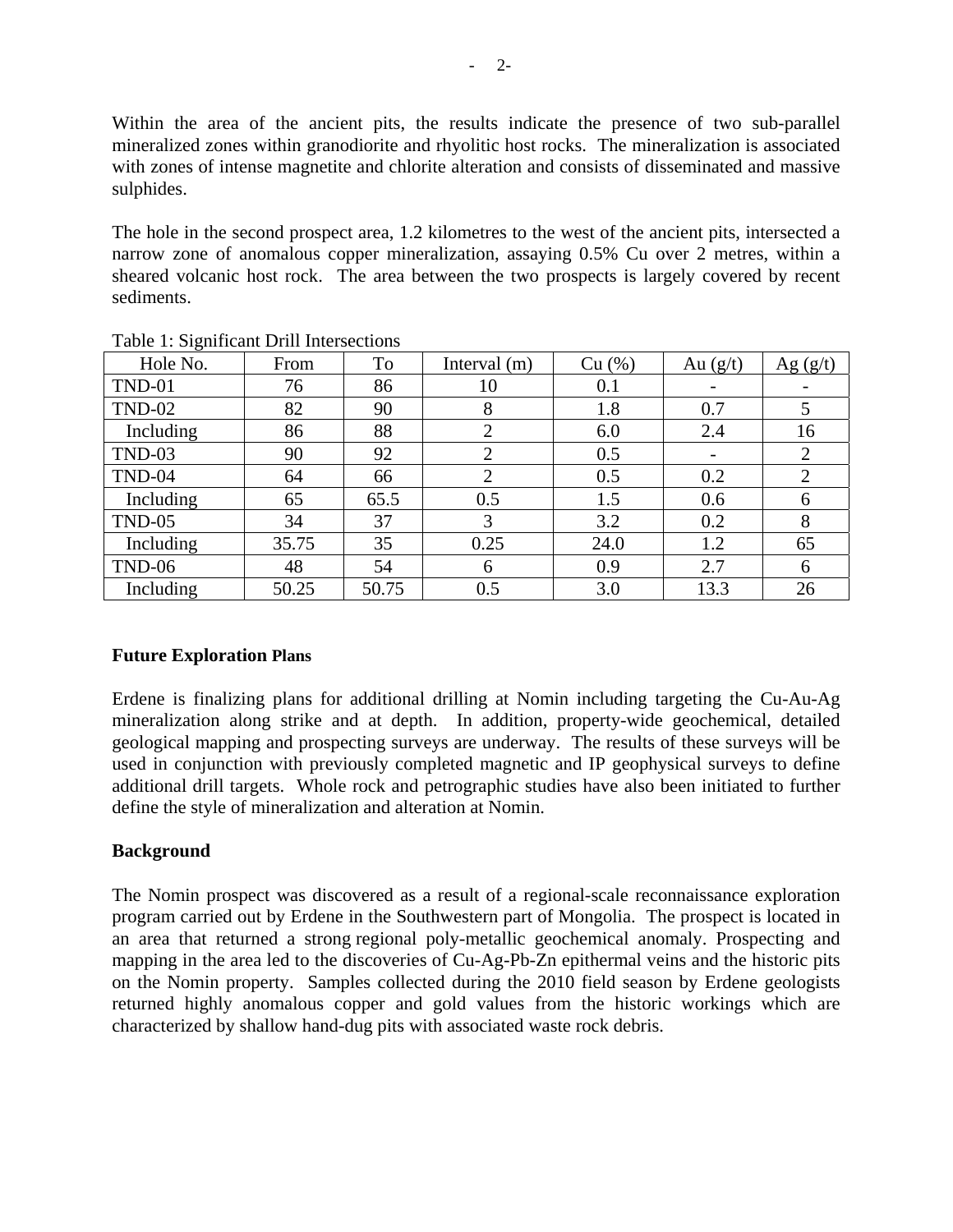Within the area of the ancient pits, the results indicate the presence of two sub-parallel mineralized zones within granodiorite and rhyolitic host rocks. The mineralization is associated with zones of intense magnetite and chlorite alteration and consists of disseminated and massive sulphides.

The hole in the second prospect area, 1.2 kilometres to the west of the ancient pits, intersected a narrow zone of anomalous copper mineralization, assaying 0.5% Cu over 2 metres, within a sheared volcanic host rock. The area between the two prospects is largely covered by recent sediments.

Table 1: Significant Drill Intersections

| Hole No. | From | To | Interval (m) | Cu (%) | Au (g/t) | Ag (g/t) |
|---|---|---|---|---|---|---|
| TND-01 | 76 | 86 | 10 | 0.1 | - | - |
| TND-02 | 82 | 90 | 8 | 1.8 | 0.7 | 5 |
| Including | 86 | 88 | 2 | 6.0 | 2.4 | 16 |
| TND-03 | 90 | 92 | 2 | 0.5 | - | 2 |
| TND-04 | 64 | 66 | 2 | 0.5 | 0.2 | 2 |
| Including | 65 | 65.5 | 0.5 | 1.5 | 0.6 | 6 |
| TND-05 | 34 | 37 | 3 | 3.2 | 0.2 | 8 |
| Including | 35.75 | 35 | 0.25 | 24.0 | 1.2 | 65 |
| TND-06 | 48 | 54 | 6 | 0.9 | 2.7 | 6 |
| Including | 50.25 | 50.75 | 0.5 | 3.0 | 13.3 | 26 |

## Future Exploration Plans

Erdene is finalizing plans for additional drilling at Nomin including targeting the Cu-Au-Ag mineralization along strike and at depth. In addition, property-wide geochemical, detailed geological mapping and prospecting surveys are underway. The results of these surveys will be used in conjunction with previously completed magnetic and IP geophysical surveys to define additional drill targets. Whole rock and petrographic studies have also been initiated to further define the style of mineralization and alteration at Nomin.

## Background

The Nomin prospect was discovered as a result of a regional-scale reconnaissance exploration program carried out by Erdene in the Southwestern part of Mongolia. The prospect is located in an area that returned a strong regional poly-metallic geochemical anomaly. Prospecting and mapping in the area led to the discoveries of Cu-Ag-Pb-Zn epithermal veins and the historic pits on the Nomin property. Samples collected during the 2010 field season by Erdene geologists returned highly anomalous copper and gold values from the historic workings which are characterized by shallow hand-dug pits with associated waste rock debris.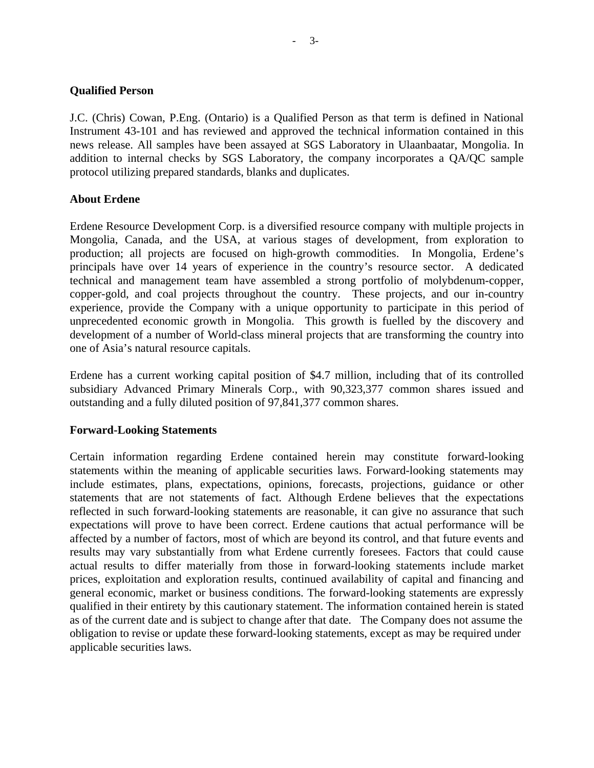**Qualified Person**

J.C. (Chris) Cowan, P.Eng. (Ontario) is a Qualified Person as that term is defined in National Instrument 43-101 and has reviewed and approved the technical information contained in this news release. All samples have been assayed at SGS Laboratory in Ulaanbaatar, Mongolia. In addition to internal checks by SGS Laboratory, the company incorporates a QA/QC sample protocol utilizing prepared standards, blanks and duplicates.

**About Erdene**

Erdene Resource Development Corp. is a diversified resource company with multiple projects in Mongolia, Canada, and the USA, at various stages of development, from exploration to production; all projects are focused on high-growth commodities. In Mongolia, Erdene's principals have over 14 years of experience in the country's resource sector. A dedicated technical and management team have assembled a strong portfolio of molybdenum-copper, copper-gold, and coal projects throughout the country. These projects, and our in-country experience, provide the Company with a unique opportunity to participate in this period of unprecedented economic growth in Mongolia. This growth is fuelled by the discovery and development of a number of World-class mineral projects that are transforming the country into one of Asia's natural resource capitals.

Erdene has a current working capital position of $4.7 million, including that of its controlled subsidiary Advanced Primary Minerals Corp., with 90,323,377 common shares issued and outstanding and a fully diluted position of 97,841,377 common shares.

**Forward-Looking Statements**

Certain information regarding Erdene contained herein may constitute forward-looking statements within the meaning of applicable securities laws. Forward-looking statements may include estimates, plans, expectations, opinions, forecasts, projections, guidance or other statements that are not statements of fact. Although Erdene believes that the expectations reflected in such forward-looking statements are reasonable, it can give no assurance that such expectations will prove to have been correct. Erdene cautions that actual performance will be affected by a number of factors, most of which are beyond its control, and that future events and results may vary substantially from what Erdene currently foresees. Factors that could cause actual results to differ materially from those in forward-looking statements include market prices, exploitation and exploration results, continued availability of capital and financing and general economic, market or business conditions. The forward-looking statements are expressly qualified in their entirety by this cautionary statement. The information contained herein is stated as of the current date and is subject to change after that date. The Company does not assume the obligation to revise or update these forward-looking statements, except as may be required under applicable securities laws.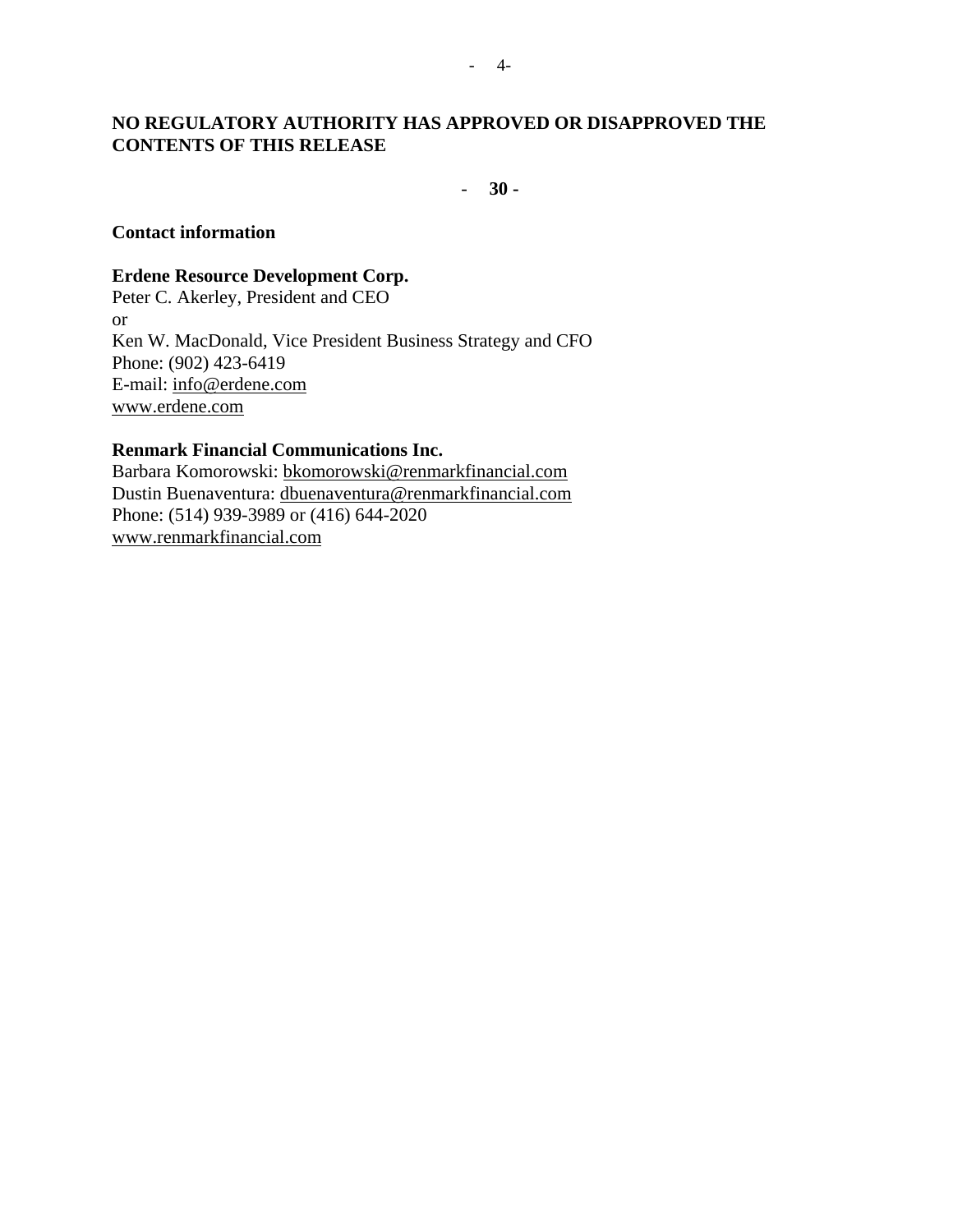**NO REGULATORY AUTHORITY HAS APPROVED OR DISAPPROVED THE CONTENTS OF THIS RELEASE**

**- 30 -**

**Contact information**

**Erdene Resource Development Corp.**
Peter C. Akerley, President and CEO
or
Ken W. MacDonald, Vice President Business Strategy and CFO
Phone: (902) 423-6419
E-mail: info@erdene.com
www.erdene.com

**Renmark Financial Communications Inc.**
Barbara Komorowski: bkomorowski@renmarkfinancial.com
Dustin Buenaventura: dbuenaventura@renmarkfinancial.com
Phone: (514) 939-3989 or (416) 644-2020
www.renmarkfinancial.com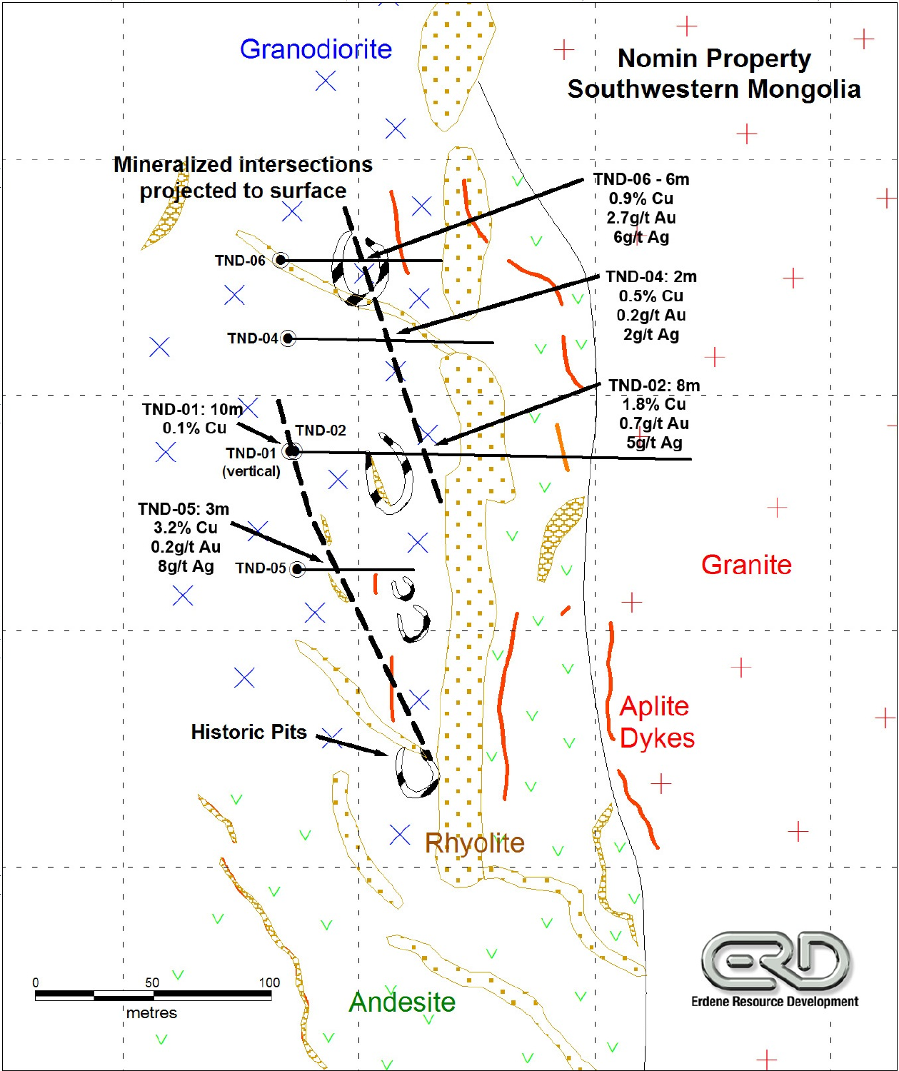Nomin Property
Southwestern Mongolia

Granodiorite

Mineralized intersections projected to surface

TND-06 - 6m
0.9% Cu
2.7g/t Au
6g/t Ag

TND-06

TND-04: 2m
0.5% Cu
0.2g/t Au
2g/t Ag

TND-04

TND-02: 8m
1.8% Cu
0.7g/t Au
5g/t Ag

TND-01: 10m
0.1% Cu

TND-02

TND-01
(vertical)

TND-05: 3m
3.2% Cu
0.2g/t Au
8g/t Ag

TND-05

Granite

Aplite
Dykes

Historic Pits

Rhyolite

Andesite

0 50 100
metres

Erdene Resource Development